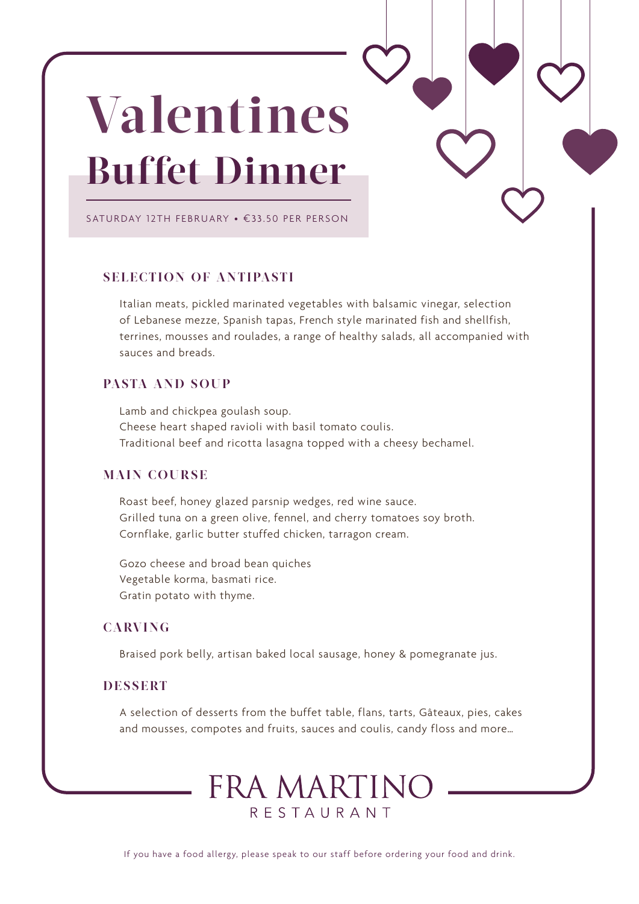# Valentines
## Buffet Dinner

SATURDAY 12TH FEBRUARY • €33.50 PER PERSON

### SELECTION OF ANTIPASTI

Italian meats, pickled marinated vegetables with balsamic vinegar, selection of Lebanese mezze, Spanish tapas, French style marinated fish and shellfish, terrines, mousses and roulades, a range of healthy salads, all accompanied with sauces and breads.

### PASTA AND SOUP

Lamb and chickpea goulash soup.
Cheese heart shaped ravioli with basil tomato coulis.
Traditional beef and ricotta lasagna topped with a cheesy bechamel.

### MAIN COURSE

Roast beef, honey glazed parsnip wedges, red wine sauce.
Grilled tuna on a green olive, fennel, and cherry tomatoes soy broth.
Cornflake, garlic butter stuffed chicken, tarragon cream.

Gozo cheese and broad bean quiches
Vegetable korma, basmati rice.
Gratin potato with thyme.

### CARVING

Braised pork belly, artisan baked local sausage, honey & pomegranate jus.

### DESSERT

A selection of desserts from the buffet table, flans, tarts, Gâteaux, pies, cakes and mousses, compotes and fruits, sauces and coulis, candy floss and more…

FRA MARTINO
RESTAURANT

If you have a food allergy, please speak to our staff before ordering your food and drink.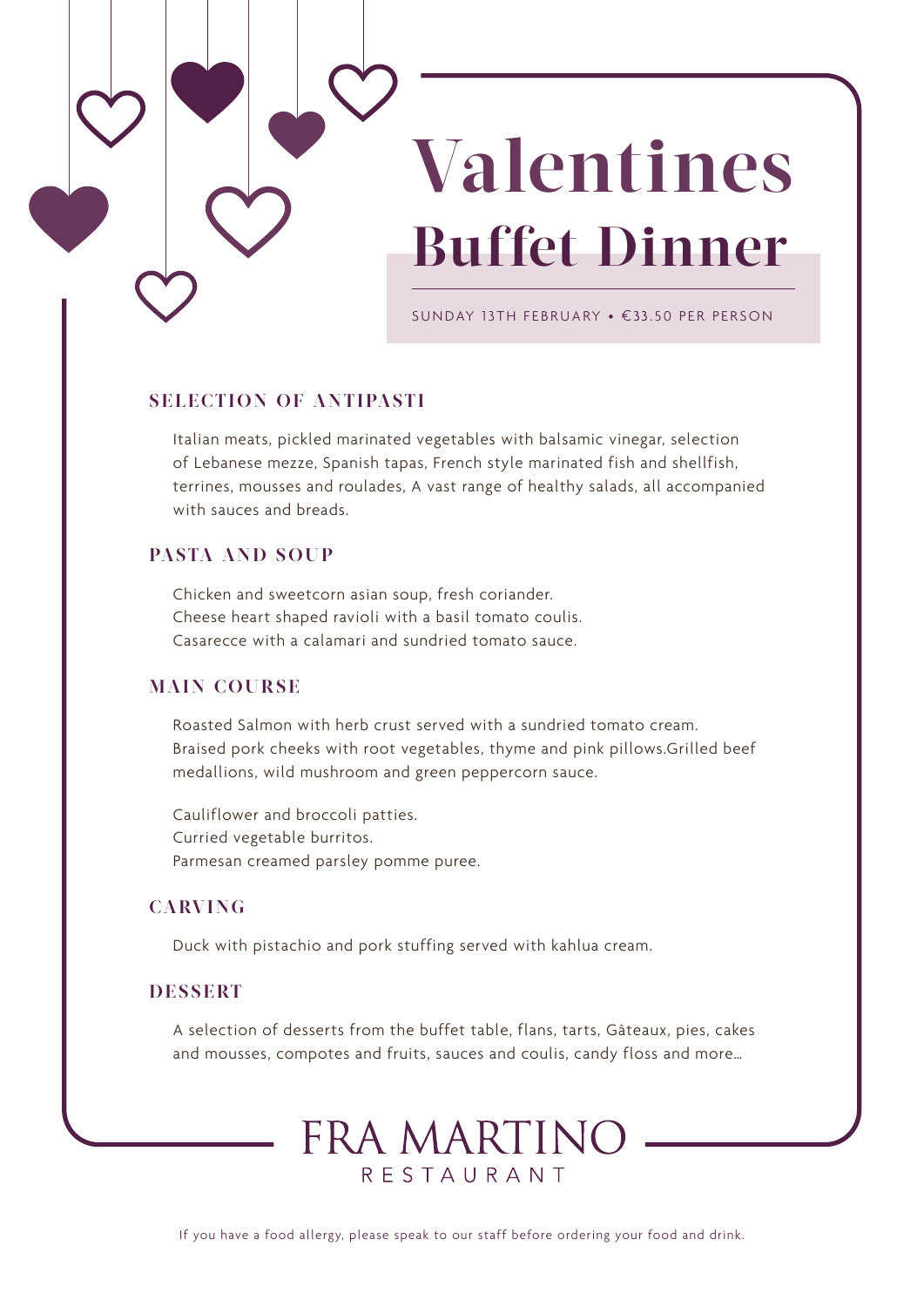# Valentines Buffet Dinner

SUNDAY 13TH FEBRUARY • €33.50 PER PERSON

## SELECTION OF ANTIPASTI

Italian meats, pickled marinated vegetables with balsamic vinegar, selection of Lebanese mezze, Spanish tapas, French style marinated fish and shellfish, terrines, mousses and roulades, A vast range of healthy salads, all accompanied with sauces and breads.

## PASTA AND SOUP

Chicken and sweetcorn asian soup, fresh coriander.
Cheese heart shaped ravioli with a basil tomato coulis.
Casarecce with a calamari and sundried tomato sauce.

## MAIN COURSE

Roasted Salmon with herb crust served with a sundried tomato cream.
Braised pork cheeks with root vegetables, thyme and pink pillows.Grilled beef medallions, wild mushroom and green peppercorn sauce.

Cauliflower and broccoli patties.
Curried vegetable burritos.
Parmesan creamed parsley pomme puree.

## CARVING

Duck with pistachio and pork stuffing served with kahlua cream.

## DESSERT

A selection of desserts from the buffet table, flans, tarts, Gâteaux, pies, cakes and mousses, compotes and fruits, sauces and coulis, candy floss and more...

FRA MARTINO
RESTAURANT

If you have a food allergy, please speak to our staff before ordering your food and drink.